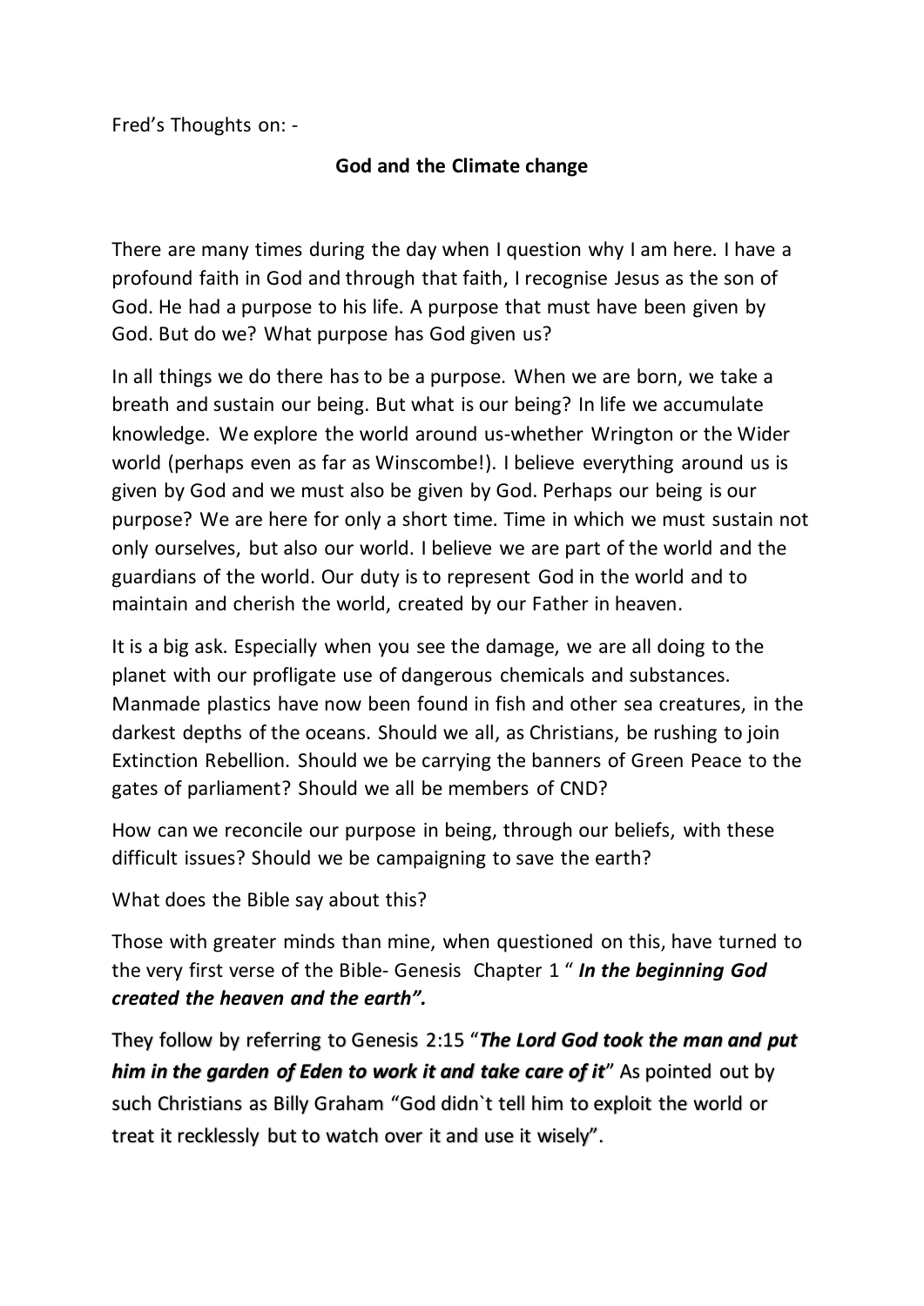Fred’s Thoughts on: -

## God and the Climate change

There are many times during the day when I question why I am here. I have a profound faith in God and through that faith, I recognise Jesus as the son of God. He had a purpose to his life. A purpose that must have been given by God. But do we? What purpose has God given us?

In all things we do there has to be a purpose. When we are born, we take a breath and sustain our being. But what is our being? In life we accumulate knowledge. We explore the world around us-whether Wrington or the Wider world (perhaps even as far as Winscombe!). I believe everything around us is given by God and we must also be given by God. Perhaps our being is our purpose? We are here for only a short time. Time in which we must sustain not only ourselves, but also our world. I believe we are part of the world and the guardians of the world. Our duty is to represent God in the world and to maintain and cherish the world, created by our Father in heaven.

It is a big ask. Especially when you see the damage, we are all doing to the planet with our profligate use of dangerous chemicals and substances. Manmade plastics have now been found in fish and other sea creatures, in the darkest depths of the oceans. Should we all, as Christians, be rushing to join Extinction Rebellion. Should we be carrying the banners of Green Peace to the gates of parliament? Should we all be members of CND?

How can we reconcile our purpose in being, through our beliefs, with these difficult issues? Should we be campaigning to save the earth?

What does the Bible say about this?

Those with greater minds than mine, when questioned on this, have turned to the very first verse of the Bible- Genesis Chapter 1 “ ***In the beginning God created the heaven and the earth”.***

They follow by referring to Genesis 2:15 “***The Lord God took the man and put him in the garden of Eden to work it and take care of it***” As pointed out by such Christians as Billy Graham “God didn`t tell him to exploit the world or treat it recklessly but to watch over it and use it wisely”.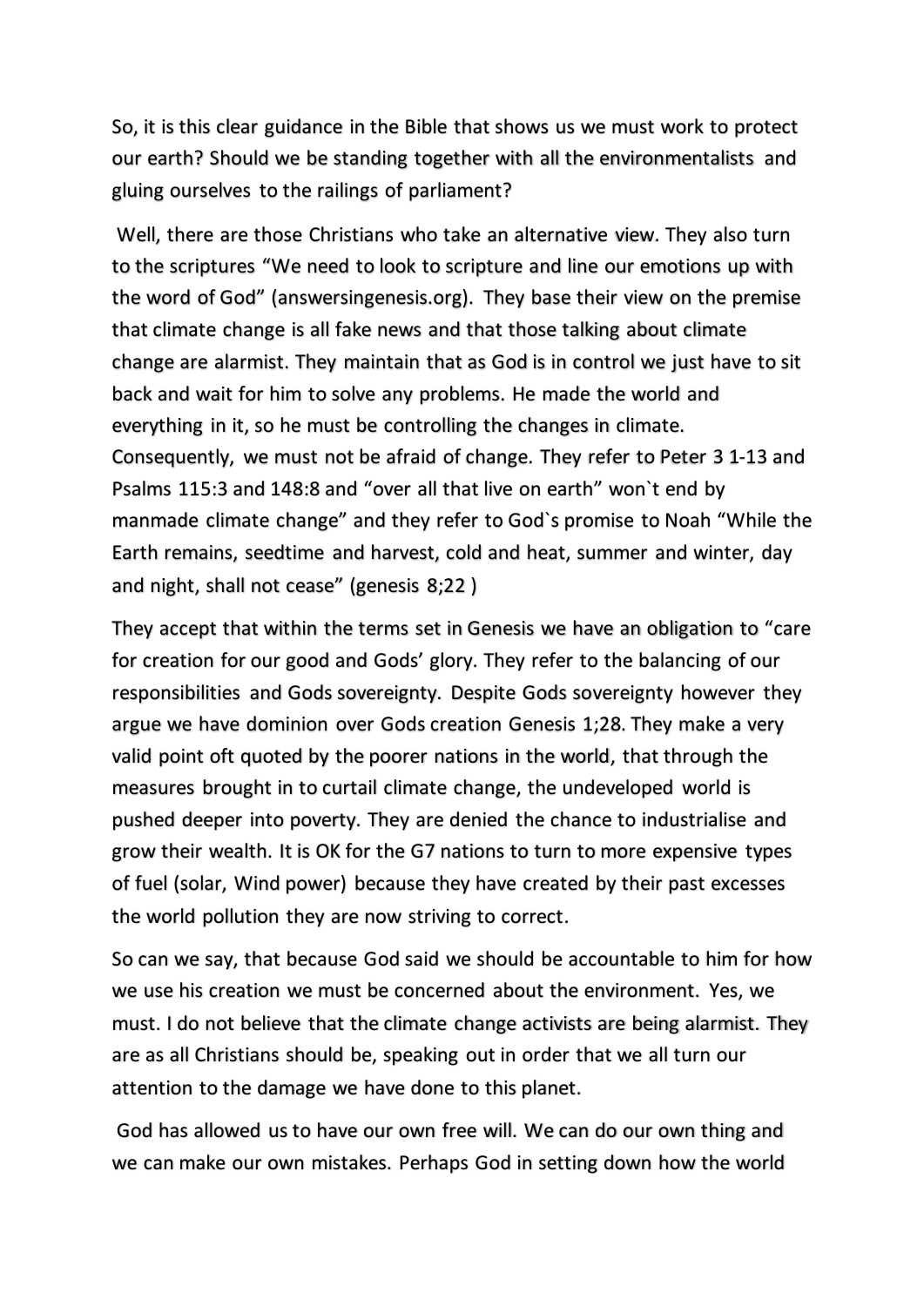So, it is this clear guidance in the Bible that shows us we must work to protect our earth? Should we be standing together with all the environmentalists and gluing ourselves to the railings of parliament?

Well, there are those Christians who take an alternative view. They also turn to the scriptures "We need to look to scripture and line our emotions up with the word of God" (answersingenesis.org). They base their view on the premise that climate change is all fake news and that those talking about climate change are alarmist. They maintain that as God is in control we just have to sit back and wait for him to solve any problems. He made the world and everything in it, so he must be controlling the changes in climate. Consequently, we must not be afraid of change. They refer to Peter 3 1-13 and Psalms 115:3 and 148:8 and "over all that live on earth" won`t end by manmade climate change" and they refer to God`s promise to Noah "While the Earth remains, seedtime and harvest, cold and heat, summer and winter, day and night, shall not cease" (genesis 8;22 )

They accept that within the terms set in Genesis we have an obligation to "care for creation for our good and Gods' glory. They refer to the balancing of our responsibilities and Gods sovereignty. Despite Gods sovereignty however they argue we have dominion over Gods creation Genesis 1;28. They make a very valid point oft quoted by the poorer nations in the world, that through the measures brought in to curtail climate change, the undeveloped world is pushed deeper into poverty. They are denied the chance to industrialise and grow their wealth. It is OK for the G7 nations to turn to more expensive types of fuel (solar, Wind power) because they have created by their past excesses the world pollution they are now striving to correct.

So can we say, that because God said we should be accountable to him for how we use his creation we must be concerned about the environment. Yes, we must. I do not believe that the climate change activists are being alarmist. They are as all Christians should be, speaking out in order that we all turn our attention to the damage we have done to this planet.

God has allowed us to have our own free will. We can do our own thing and we can make our own mistakes. Perhaps God in setting down how the world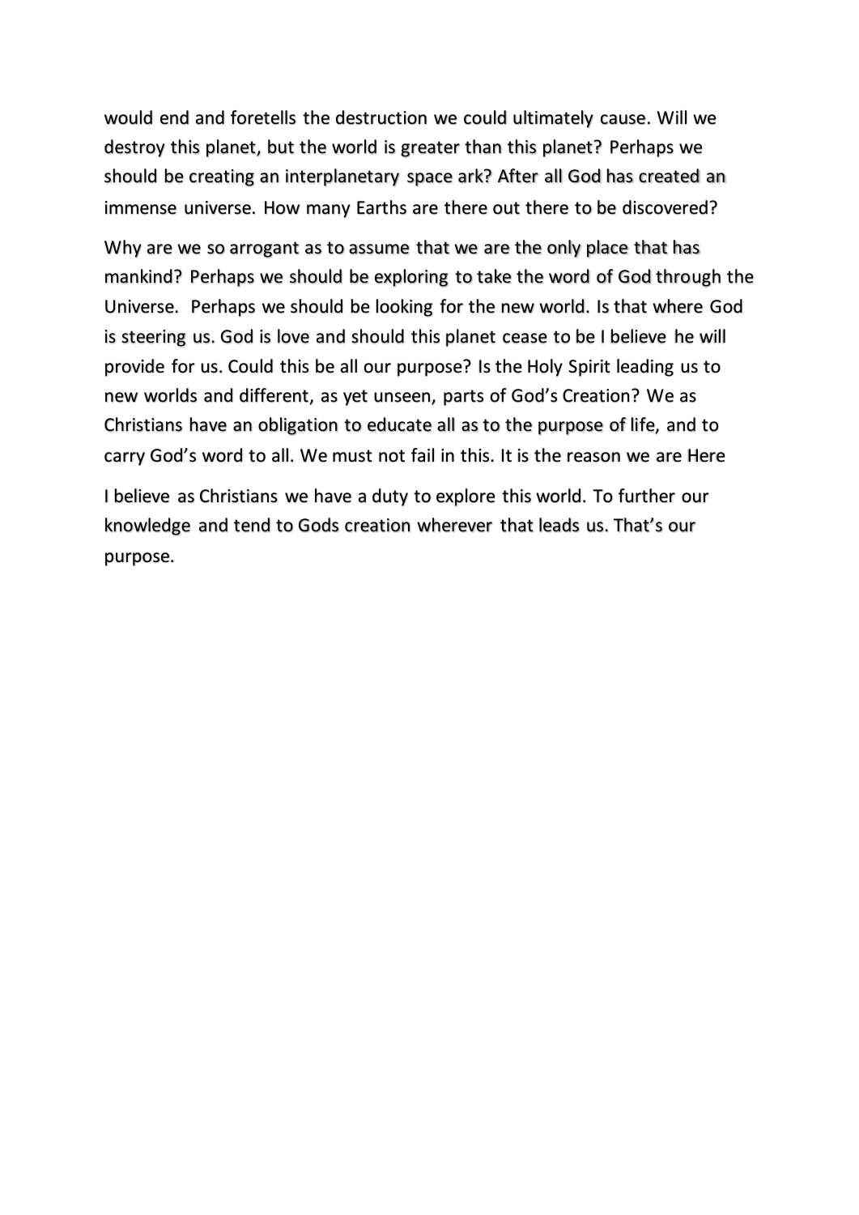would end and foretells the destruction we could ultimately cause. Will we destroy this planet, but the world is greater than this planet? Perhaps we should be creating an interplanetary space ark? After all God has created an immense universe. How many Earths are there out there to be discovered?

Why are we so arrogant as to assume that we are the only place that has mankind? Perhaps we should be exploring to take the word of God through the Universe. Perhaps we should be looking for the new world. Is that where God is steering us. God is love and should this planet cease to be I believe he will provide for us. Could this be all our purpose? Is the Holy Spirit leading us to new worlds and different, as yet unseen, parts of God's Creation? We as Christians have an obligation to educate all as to the purpose of life, and to carry God's word to all. We must not fail in this. It is the reason we are Here

I believe as Christians we have a duty to explore this world. To further our knowledge and tend to Gods creation wherever that leads us. That's our purpose.